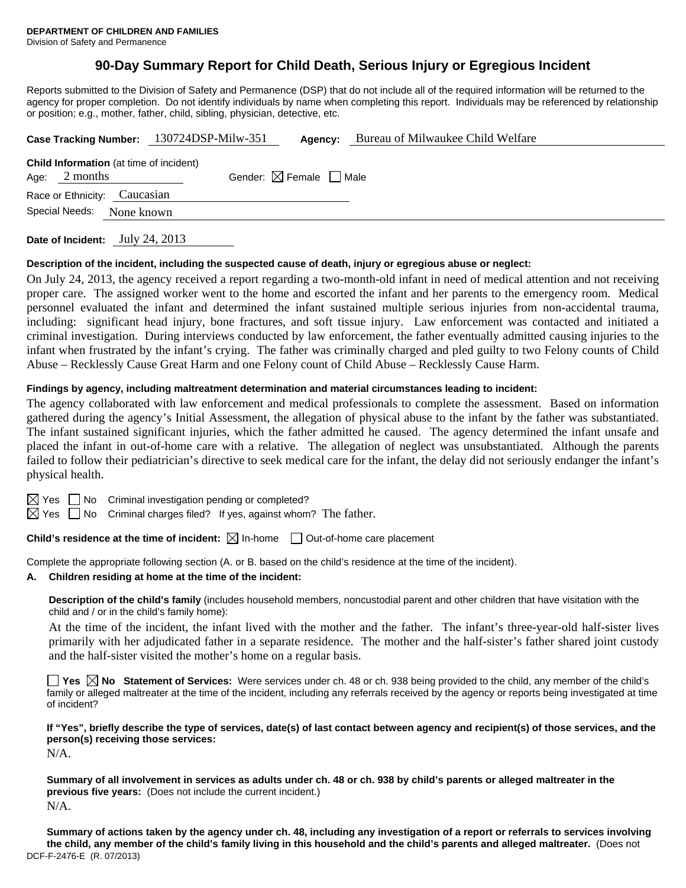**DEPARTMENT OF CHILDREN AND FAMILIES**
Division of Safety and Permanence

# 90-Day Summary Report for Child Death, Serious Injury or Egregious Incident

Reports submitted to the Division of Safety and Permanence (DSP) that do not include all of the required information will be returned to the agency for proper completion. Do not identify individuals by name when completing this report. Individuals may be referenced by relationship or position; e.g., mother, father, child, sibling, physician, detective, etc.

**Case Tracking Number:** 130724DSP-Milw-351 **Agency:** Bureau of Milwaukee Child Welfare

**Child Information** (at time of incident)
Age: 2 months Gender: ☒ Female ☐ Male
Race or Ethnicity: Caucasian
Special Needs: None known

**Date of Incident:** July 24, 2013

**Description of the incident, including the suspected cause of death, injury or egregious abuse or neglect:**

On July 24, 2013, the agency received a report regarding a two-month-old infant in need of medical attention and not receiving proper care. The assigned worker went to the home and escorted the infant and her parents to the emergency room. Medical personnel evaluated the infant and determined the infant sustained multiple serious injuries from non-accidental trauma, including: significant head injury, bone fractures, and soft tissue injury. Law enforcement was contacted and initiated a criminal investigation. During interviews conducted by law enforcement, the father eventually admitted causing injuries to the infant when frustrated by the infant's crying. The father was criminally charged and pled guilty to two Felony counts of Child Abuse – Recklessly Cause Great Harm and one Felony count of Child Abuse – Recklessly Cause Harm.

**Findings by agency, including maltreatment determination and material circumstances leading to incident:**

The agency collaborated with law enforcement and medical professionals to complete the assessment. Based on information gathered during the agency's Initial Assessment, the allegation of physical abuse to the infant by the father was substantiated. The infant sustained significant injuries, which the father admitted he caused. The agency determined the infant unsafe and placed the infant in out-of-home care with a relative. The allegation of neglect was unsubstantiated. Although the parents failed to follow their pediatrician's directive to seek medical care for the infant, the delay did not seriously endanger the infant's physical health.

☒ Yes ☐ No Criminal investigation pending or completed?
☒ Yes ☐ No Criminal charges filed? If yes, against whom? The father.

**Child's residence at the time of incident:** ☒ In-home ☐ Out-of-home care placement

Complete the appropriate following section (A. or B. based on the child's residence at the time of the incident).

**A. Children residing at home at the time of the incident:**

**Description of the child's family** (includes household members, noncustodial parent and other children that have visitation with the child and / or in the child's family home):

At the time of the incident, the infant lived with the mother and the father. The infant's three-year-old half-sister lives primarily with her adjudicated father in a separate residence. The mother and the half-sister's father shared joint custody and the half-sister visited the mother's home on a regular basis.

☐ **Yes** ☒ **No Statement of Services:** Were services under ch. 48 or ch. 938 being provided to the child, any member of the child's family or alleged maltreater at the time of the incident, including any referrals received by the agency or reports being investigated at time of incident?

**If "Yes", briefly describe the type of services, date(s) of last contact between agency and recipient(s) of those services, and the person(s) receiving those services:**
N/A.

**Summary of all involvement in services as adults under ch. 48 or ch. 938 by child's parents or alleged maltreater in the previous five years:** (Does not include the current incident.)
N/A.

**Summary of actions taken by the agency under ch. 48, including any investigation of a report or referrals to services involving the child, any member of the child's family living in this household and the child's parents and alleged maltreater.** (Does not

DCF-F-2476-E (R. 07/2013)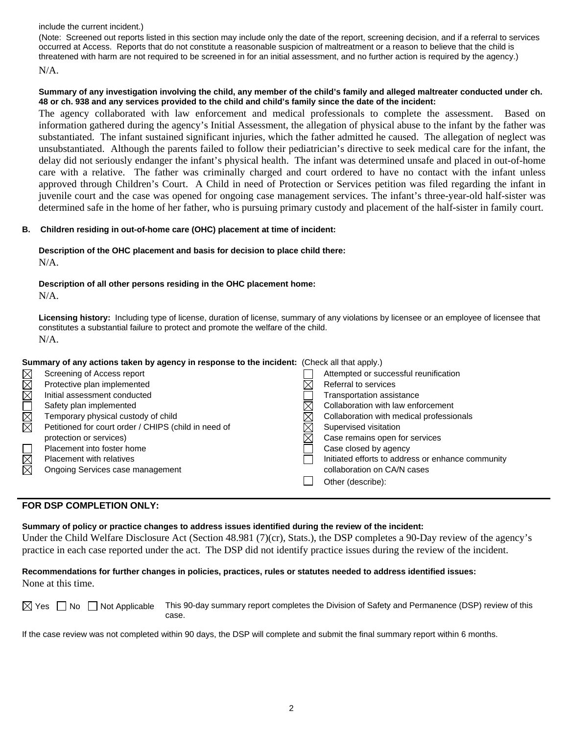include the current incident.)

(Note: Screened out reports listed in this section may include only the date of the report, screening decision, and if a referral to services occurred at Access. Reports that do not constitute a reasonable suspicion of maltreatment or a reason to believe that the child is threatened with harm are not required to be screened in for an initial assessment, and no further action is required by the agency.)

N/A.

**Summary of any investigation involving the child, any member of the child's family and alleged maltreater conducted under ch. 48 or ch. 938 and any services provided to the child and child's family since the date of the incident:**

The agency collaborated with law enforcement and medical professionals to complete the assessment. Based on information gathered during the agency's Initial Assessment, the allegation of physical abuse to the infant by the father was substantiated. The infant sustained significant injuries, which the father admitted he caused. The allegation of neglect was unsubstantiated. Although the parents failed to follow their pediatrician's directive to seek medical care for the infant, the delay did not seriously endanger the infant's physical health. The infant was determined unsafe and placed in out-of-home care with a relative. The father was criminally charged and court ordered to have no contact with the infant unless approved through Children's Court. A Child in need of Protection or Services petition was filed regarding the infant in juvenile court and the case was opened for ongoing case management services. The infant's three-year-old half-sister was determined safe in the home of her father, who is pursuing primary custody and placement of the half-sister in family court.

**B. Children residing in out-of-home care (OHC) placement at time of incident:**

**Description of the OHC placement and basis for decision to place child there:**

N/A.

**Description of all other persons residing in the OHC placement home:**

N/A.

**Licensing history:** Including type of license, duration of license, summary of any violations by licensee or an employee of licensee that constitutes a substantial failure to protect and promote the welfare of the child.

N/A.

**Summary of any actions taken by agency in response to the incident:** (Check all that apply.)

- ☒ Screening of Access report
- ☒ Protective plan implemented
- ☒ Initial assessment conducted
- ☐ Safety plan implemented
- ☒ Temporary physical custody of child
- ☒ Petitioned for court order / CHIPS (child in need of protection or services)
- ☐ Placement into foster home
- ☒ Placement with relatives
- ☒ Ongoing Services case management
- ☐ Attempted or successful reunification
- ☒ Referral to services
- ☐ Transportation assistance
- ☒ Collaboration with law enforcement
- ☒ Collaboration with medical professionals
- ☒ Supervised visitation
- ☒ Case remains open for services
- ☐ Case closed by agency
- ☐ Initiated efforts to address or enhance community collaboration on CA/N cases
- ☐ Other (describe):

## FOR DSP COMPLETION ONLY:

**Summary of policy or practice changes to address issues identified during the review of the incident:**

Under the Child Welfare Disclosure Act (Section 48.981 (7)(cr), Stats.), the DSP completes a 90-Day review of the agency's practice in each case reported under the act. The DSP did not identify practice issues during the review of the incident.

**Recommendations for further changes in policies, practices, rules or statutes needed to address identified issues:**

None at this time.

☒ Yes ☐ No ☐ Not Applicable This 90-day summary report completes the Division of Safety and Permanence (DSP) review of this case.

If the case review was not completed within 90 days, the DSP will complete and submit the final summary report within 6 months.